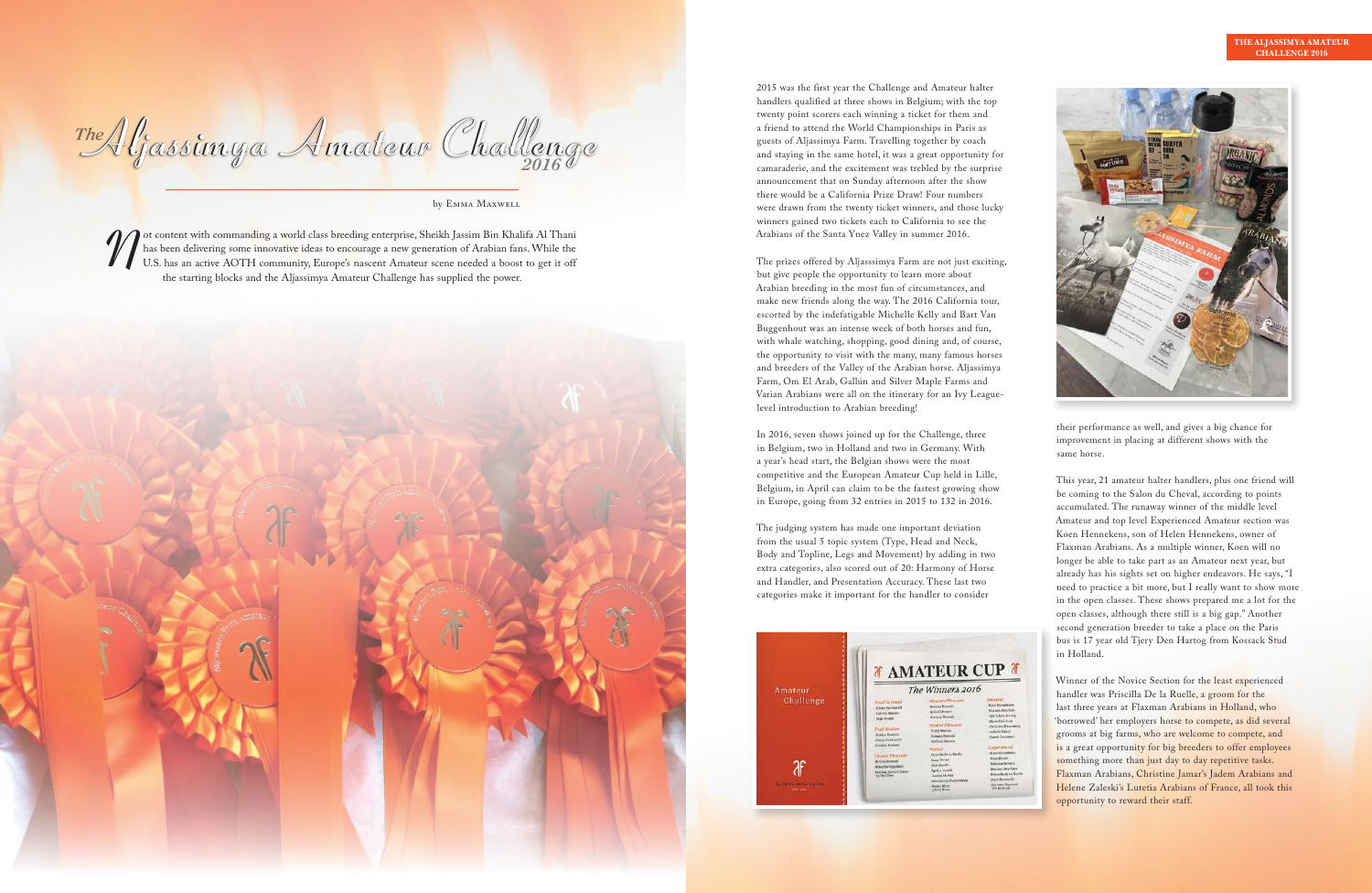# *The Aljassimya Amateur Challenge 2016*

by Emma Maxwell

Not content with commanding a world class breeding enterprise, Sheikh Jassim Bin Khalifa Al Thani has been delivering some innovative ideas to encourage a new generation of Arabian fans. While the U.S. has an active AOTH community, Europe's nascent Amateur scene needed a boost to get it off the starting blocks and the Aljassimya Amateur Challenge has supplied the power.

2015 was the first year the Challenge and Amateur halter handlers qualified at three shows in Belgium; with the top twenty point scorers each winning a ticket for them and a friend to attend the World Championships in Paris as guests of Aljassimya Farm. Travelling together by coach and staying in the same hotel, it was a great opportunity for camaraderie, and the excitement was trebled by the surprise announcement that on Sunday afternoon after the show there would be a California Prize Draw! Four numbers were drawn from the twenty ticket winners, and those lucky winners gained two tickets each to California to see the Arabians of the Santa Ynez Valley in summer 2016.

The prizes offered by Aljasssimya Farm are not just exciting, but give people the opportunity to learn more about Arabian breeding in the most fun of circumstances, and make new friends along the way. The 2016 California tour, escorted by the indefatigable Michelle Kelly and Bart Van Buggenhout was an intense week of both horses and fun, with whale watching, shopping, good dining and, of course, the opportunity to visit with the many, many famous horses and breeders of the Valley of the Arabian horse. Aljassimya Farm, Om El Arab, Gallún and Silver Maple Farms and Varian Arabians were all on the itinerary for an Ivy League-level introduction to Arabian breeding!

In 2016, seven shows joined up for the Challenge, three in Belgium, two in Holland and two in Germany. With a year's head start, the Belgian shows were the most competitive and the European Amateur Cup held in Lille, Belgium, in April can claim to be the fastest growing show in Europe, going from 32 entries in 2015 to 132 in 2016.

The judging system has made one important deviation from the usual 5 topic system (Type, Head and Neck, Body and Topline, Legs and Movement) by adding in two extra categories, also scored out of 20: Harmony of Horse and Handler, and Presentation Accuracy. These last two categories make it important for the handler to consider their performance as well, and gives a big chance for improvement in placing at different shows with the same horse.

This year, 21 amateur halter handlers, plus one friend will be coming to the Salon du Cheval, according to points accumulated. The runaway winner of the middle level Amateur and top level Experienced Amateur section was Koen Hennekens, son of Helen Hennekens, owner of Flaxman Arabians. As a multiple winner, Koen will no longer be able to take part as an Amateur next year, but already has his sights set on higher endeavors. He says, "I need to practice a bit more, but I really want to show more in the open classes. These shows prepared me a lot for the open classes, although there still is a big gap." Another second generation breeder to take a place on the Paris bus is 17 year old Tjery Den Hartog from Kossack Stud in Holland.

Winner of the Novice Section for the least experienced handler was Priscilla De la Ruelle, a groom for the last three years at Flaxman Arabians in Holland, who 'borrowed' her employers horse to compete, as did several grooms at big farms, who are welcome to compete, and is a great opportunity for big breeders to offer employees something more than just day to day repetitive tasks. Flaxman Arabians, Christine Jamar's Jadem Arabians and Helene Zaleski's Lutetia Arabians of France, all took this opportunity to reward their staff.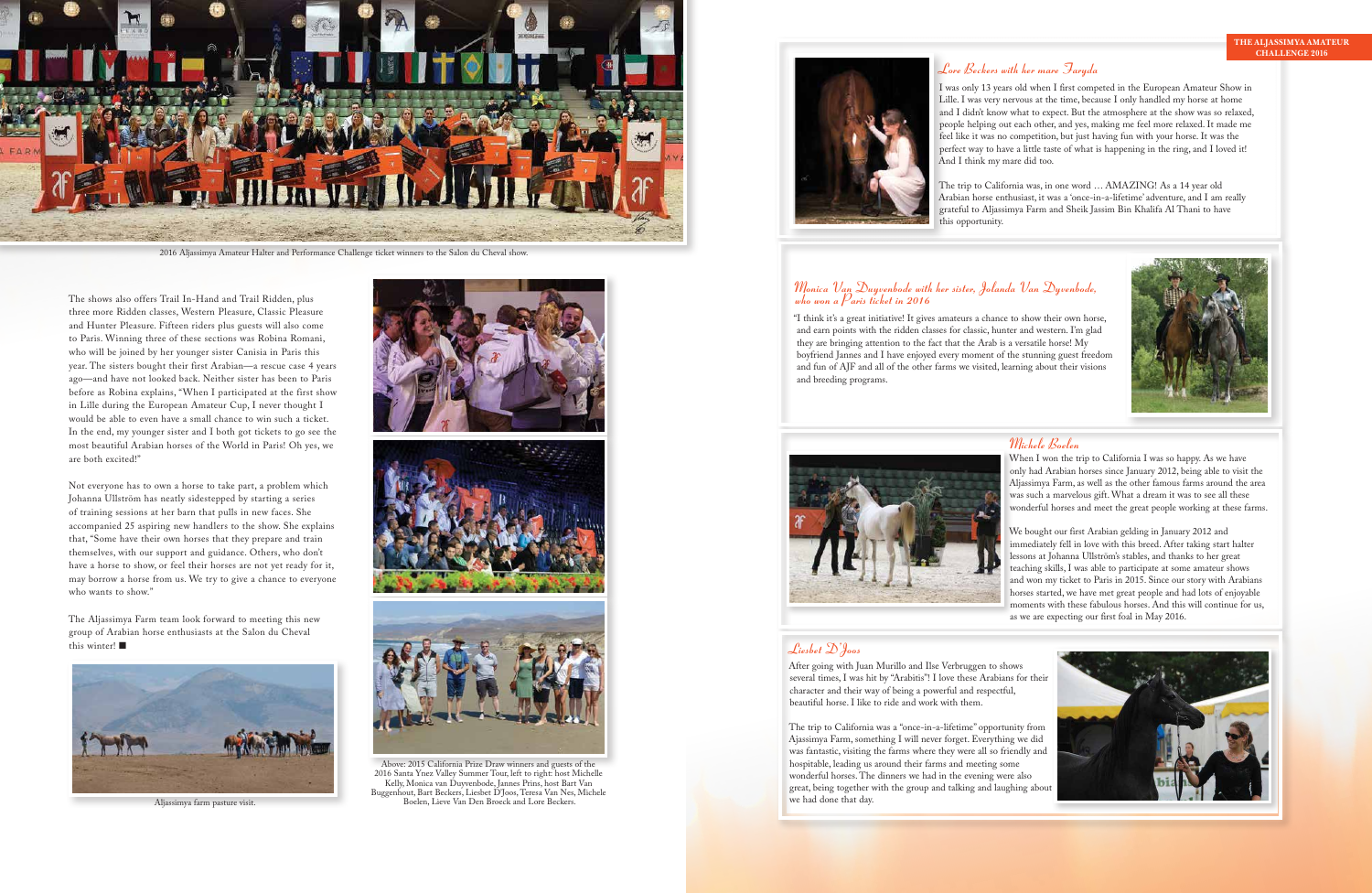2016 Aljassimya Amateur Halter and Performance Challenge ticket winners to the Salon du Cheval show.

The shows also offers Trail In-Hand and Trail Ridden, plus three more Ridden classes, Western Pleasure, Classic Pleasure and Hunter Pleasure. Fifteen riders plus guests will also come to Paris. Winning three of these sections was Robina Romani, who will be joined by her younger sister Canisia in Paris this year. The sisters bought their first Arabian—a rescue case 4 years ago—and have not looked back. Neither sister has been to Paris before as Robina explains, "When I participated at the first show in Lille during the European Amateur Cup, I never thought I would be able to even have a small chance to win such a ticket. In the end, my younger sister and I both got tickets to go see the most beautiful Arabian horses of the World in Paris! Oh yes, we are both excited!"

Not everyone has to own a horse to take part, a problem which Johanna Ullström has neatly sidestepped by starting a series of training sessions at her barn that pulls in new faces. She accompanied 25 aspiring new handlers to the show. She explains that, "Some have their own horses that they prepare and train themselves, with our support and guidance. Others, who don't have a horse to show, or feel their horses are not yet ready for it, may borrow a horse from us. We try to give a chance to everyone who wants to show."

The Aljassimya Farm team look forward to meeting this new group of Arabian horse enthusiasts at the Salon du Cheval this winter! ■

Aljassimya farm pasture visit.

Above: 2015 California Prize Draw winners and guests of the 2016 Santa Ynez Valley Summer Tour, left to right: host Michelle Kelly, Monica van Duyvenbode, Jannes Prins, host Bart Van Buggenhout, Bart Beckers, Liesbet D'Joos, Teresa Van Nes, Michele Boelen, Lieve Van Den Broeck and Lore Beckers.

**THE ALJASSIMYA AMATEUR CHALLENGE 2016**

### *Lore Beckers with her mare Faryda*

I was only 13 years old when I first competed in the European Amateur Show in Lille. I was very nervous at the time, because I only handled my horse at home and I didn't know what to expect. But the atmosphere at the show was so relaxed, people helping out each other, and yes, making me feel more relaxed. It made me feel like it was no competition, but just having fun with your horse. It was the perfect way to have a little taste of what is happening in the ring, and I loved it! And I think my mare did too.

The trip to California was, in one word … AMAZING! As a 14 year old Arabian horse enthusiast, it was a 'once-in-a-lifetime' adventure, and I am really grateful to Aljassimya Farm and Sheik Jassim Bin Khalifa Al Thani to have this opportunity.

### *Monica Van Duyvenbode with her sister, Jolanda Van Dyvenbode, who won a Paris ticket in 2016*

"I think it's a great initiative! It gives amateurs a chance to show their own horse, and earn points with the ridden classes for classic, hunter and western. I'm glad they are bringing attention to the fact that the Arab is a versatile horse! My boyfriend Jannes and I have enjoyed every moment of the stunning guest freedom and fun of AJF and all of the other farms we visited, learning about their visions and breeding programs.

### *Michele Boelen*

When I won the trip to California I was so happy. As we have only had Arabian horses since January 2012, being able to visit the Aljassimya Farm, as well as the other famous farms around the area was such a marvelous gift. What a dream it was to see all these wonderful horses and meet the great people working at these farms.

We bought our first Arabian gelding in January 2012 and immediately fell in love with this breed. After taking start halter lessons at Johanna Ullström's stables, and thanks to her great teaching skills, I was able to participate at some amateur shows and won my ticket to Paris in 2015. Since our story with Arabians horses started, we have met great people and had lots of enjoyable moments with these fabulous horses. And this will continue for us, as we are expecting our first foal in May 2016.

### *Liesbet D'Joos*

After going with Juan Murillo and Ilse Verbruggen to shows several times, I was hit by "Arabitis"! I love these Arabians for their character and their way of being a powerful and respectful, beautiful horse. I like to ride and work with them.

The trip to California was a "once-in-a-lifetime" opportunity from Ajassimya Farm, something I will never forget. Everything we did was fantastic, visiting the farms where they were all so friendly and hospitable, leading us around their farms and meeting some wonderful horses. The dinners we had in the evening were also great, being together with the group and talking and laughing about we had done that day.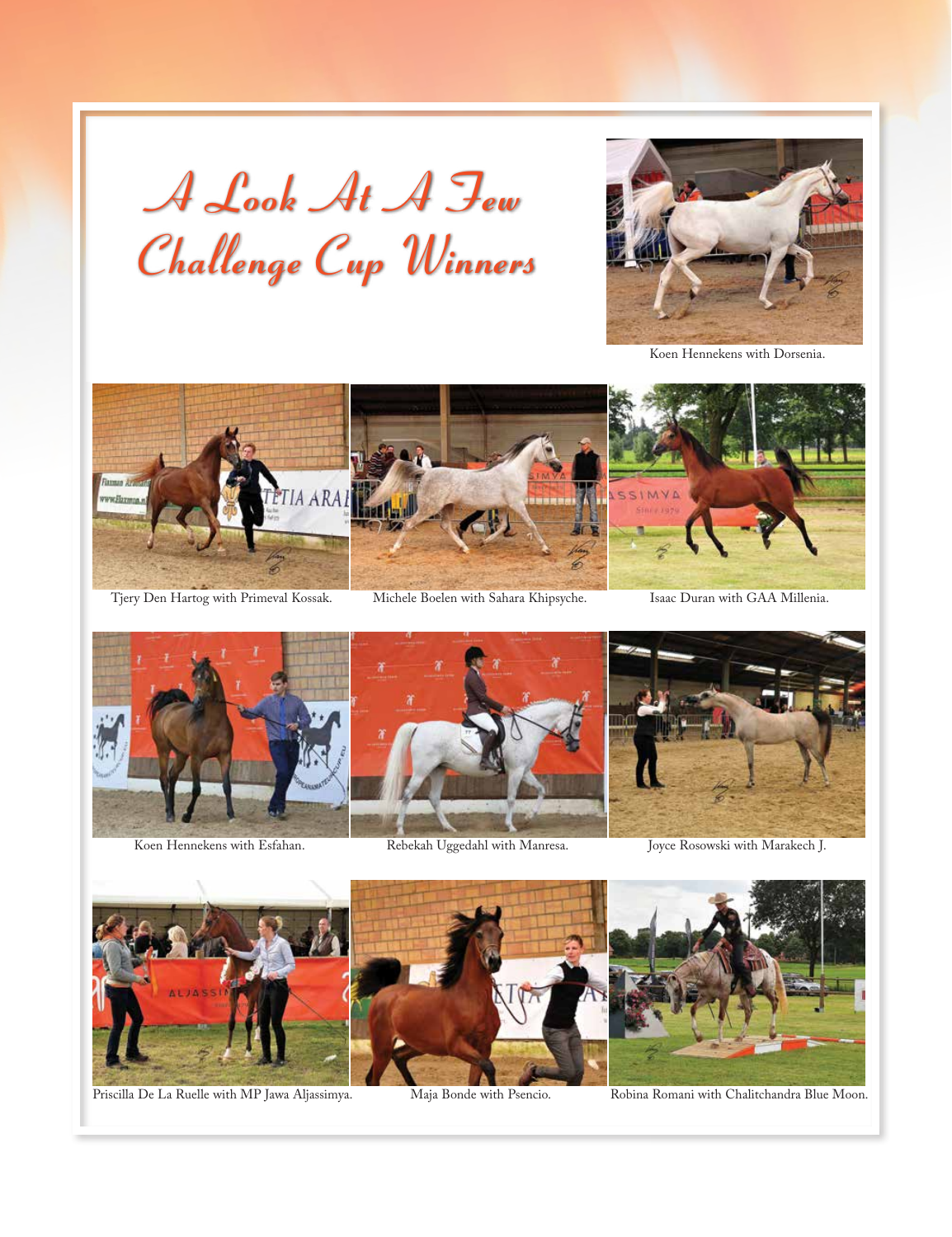# A Look At A Few Challenge Cup Winners

Koen Hennekens with Dorsenia.

Tjery Den Hartog with Primeval Kossak.

Michele Boelen with Sahara Khipsyche.

Isaac Duran with GAA Millenia.

Koen Hennekens with Esfahan.

Rebekah Uggedahl with Manresa.

Joyce Rosowski with Marakech J.

Priscilla De La Ruelle with MP Jawa Aljassimya.

Maja Bonde with Psencio.

Robina Romani with Chalitchandra Blue Moon.